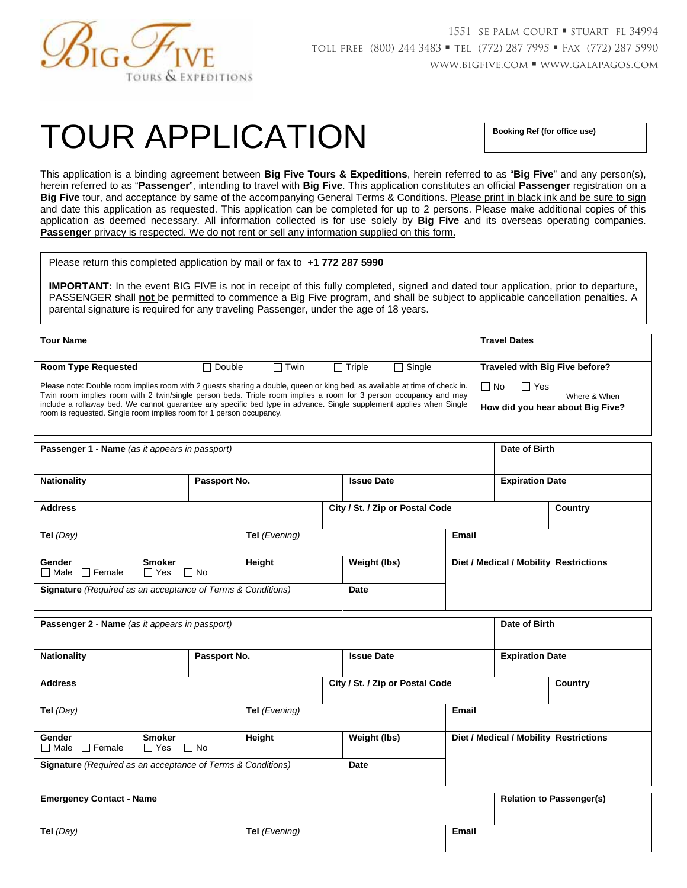1551 SE PALM COURT ▪ STUART FL 34994
TOLL FREE (800) 244 3483 ▪ TEL (772) 287 7995 ▪ FAX (772) 287 5990
WWW.BIGFIVE.COM ▪ WWW.GALAPAGOS.COM

# TOUR APPLICATION

**Booking Ref (for office use)**

This application is a binding agreement between **Big Five Tours & Expeditions**, herein referred to as "**Big Five**" and any person(s), herein referred to as "**Passenger**", intending to travel with **Big Five**. This application constitutes an official **Passenger** registration on a **Big Five** tour, and acceptance by same of the accompanying General Terms & Conditions. Please print in black ink and be sure to sign and date this application as requested. This application can be completed for up to 2 persons. Please make additional copies of this application as deemed necessary. All information collected is for use solely by **Big Five** and its overseas operating companies. **Passenger** privacy is respected. We do not rent or sell any information supplied on this form.

Please return this completed application by mail or fax to +**1 772 287 5990**

**IMPORTANT:** In the event BIG FIVE is not in receipt of this fully completed, signed and dated tour application, prior to departure, PASSENGER shall **not** be permitted to commence a Big Five program, and shall be subject to applicable cancellation penalties. A parental signature is required for any traveling Passenger, under the age of 18 years.

| **Tour Name** | **Travel Dates** |
|---|---|
| **Room Type Requested** ☐ Double ☐ Twin ☐ Triple ☐ Single | **Traveled with Big Five before?** ☐ No ☐ Yes ________ Where & When |
| Please note: Double room implies room with 2 guests sharing a double, queen or king bed, as available at time of check in. Twin room implies room with 2 twin/single person beds. Triple room implies a room for 3 person occupancy and may include a rollaway bed. We cannot guarantee any specific bed type in advance. Single supplement applies when Single room is requested. Single room implies room for 1 person occupancy. | **How did you hear about Big Five?** |

| **Passenger 1 - Name** *(as it appears in passport)* | | | **Date of Birth** |
|---|---|---|---|
| **Nationality** | **Passport No.** | **Issue Date** | **Expiration Date** |
| **Address** | **City / St. / Zip or Postal Code** | | **Country** |
| **Tel** *(Day)* | **Tel** *(Evening)* | **Email** | |
| **Gender** ☐ Male ☐ Female / **Smoker** ☐ Yes ☐ No | **Height** | **Weight (lbs)** | **Diet / Medical / Mobility Restrictions** |
| **Signature** *(Required as an acceptance of Terms & Conditions)* | | **Date** | |

| **Passenger 2 - Name** *(as it appears in passport)* | | | **Date of Birth** |
|---|---|---|---|
| **Nationality** | **Passport No.** | **Issue Date** | **Expiration Date** |
| **Address** | **City / St. / Zip or Postal Code** | | **Country** |
| **Tel** *(Day)* | **Tel** *(Evening)* | **Email** | |
| **Gender** ☐ Male ☐ Female / **Smoker** ☐ Yes ☐ No | **Height** | **Weight (lbs)** | **Diet / Medical / Mobility Restrictions** |
| **Signature** *(Required as an acceptance of Terms & Conditions)* | | **Date** | |

| **Emergency Contact - Name** | | **Relation to Passenger(s)** |
|---|---|---|
| **Tel** *(Day)* | **Tel** *(Evening)* | **Email** |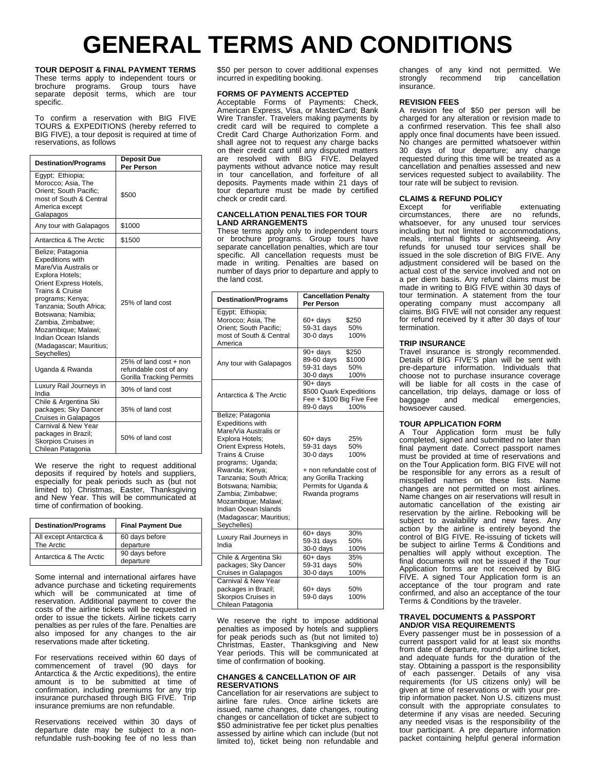# GENERAL TERMS AND CONDITIONS

**TOUR DEPOSIT & FINAL PAYMENT TERMS**
These terms apply to independent tours or brochure programs. Group tours have separate deposit terms, which are tour specific.

To confirm a reservation with BIG FIVE TOURS & EXPEDITIONS (hereby referred to BIG FIVE), a tour deposit is required at time of reservations, as follows

| Destination/Programs | Deposit Due Per Person |
|---|---|
| Egypt; Ethiopia; Morocco; Asia, The Orient; South Pacific; most of South & Central America except Galapagos | $500 |
| Any tour with Galapagos | $1000 |
| Antarctica & The Arctic | $1500 |
| Belize; Patagonia Expeditions with Mare/Via Australis or Explora Hotels; Orient Express Hotels, Trains & Cruise programs; Kenya; Tanzania; South Africa; Botswana; Namibia; Zambia, Zimbabwe; Mozambique; Malawi; Indian Ocean Islands (Madagascar; Mauritius; Seychelles) | 25% of land cost |
| Uganda & Rwanda | 25% of land cost + non refundable cost of any Gorilla Tracking Permits |
| Luxury Rail Journeys in India | 30% of land cost |
| Chile & Argentina Ski packages; Sky Dancer Cruises in Galapagos | 35% of land cost |
| Carnival & New Year packages in Brazil; Skorpios Cruises in Chilean Patagonia | 50% of land cost |

We reserve the right to request additional deposits if required by hotels and suppliers, especially for peak periods such as (but not limited to) Christmas, Easter, Thanksgiving and New Year. This will be communicated at time of confirmation of booking.

| Destination/Programs | Final Payment Due |
|---|---|
| All except Antarctica & The Arctic | 60 days before departure |
| Antarctica & The Arctic | 90 days before departure |

Some internal and international airfares have advance purchase and ticketing requirements which will be communicated at time of reservation. Additional payment to cover the costs of the airline tickets will be requested in order to issue the tickets. Airline tickets carry penalties as per rules of the fare. Penalties are also imposed for any changes to the air reservations made after ticketing.

For reservations received within 60 days of commencement of travel (90 days for Antarctica & the Arctic expeditions), the entire amount is to be submitted at time of confirmation, including premiums for any trip insurance purchased through BIG FIVE. Trip insurance premiums are non refundable.

Reservations received within 30 days of departure date may be subject to a non-refundable rush-booking fee of no less than $50 per person to cover additional expenses incurred in expediting booking.

**FORMS OF PAYMENTS ACCEPTED**
Acceptable Forms of Payments: Check, American Express, Visa, or MasterCard; Bank Wire Transfer. Travelers making payments by credit card will be required to complete a Credit Card Charge Authorization Form. and shall agree not to request any charge backs on their credit card until any disputed matters are resolved with BIG FIVE. Delayed payments without advance notice may result in tour cancellation, and forfeiture of all deposits. Payments made within 21 days of tour departure must be made by certified check or credit card.

**CANCELLATION PENALTIES FOR TOUR LAND ARRANGEMENTS**
These terms apply only to independent tours or brochure programs. Group tours have separate cancellation penalties, which are tour specific. All cancellation requests must be made in writing. Penalties are based on number of days prior to departure and apply to the land cost.

| Destination/Programs | Cancellation Penalty Per Person |
|---|---|
| Egypt; Ethiopia; Morocco; Asia, The Orient; South Pacific; most of South & Central America | 60+ days $250<br>59-31 days 50%<br>30-0 days 100% |
| Any tour with Galapagos | 90+ days $250<br>89-60 days $1000<br>59-31 days 50%<br>30-0 days 100% |
| Antarctica & The Arctic | 90+ days<br>$500 Quark Expeditions Fee + $100 Big Five Fee<br>89-0 days 100% |
| Belize; Patagonia Expeditions with Mare/Via Australis or Explora Hotels; Orient Express Hotels, Trains & Cruise programs; Uganda; Rwanda; Kenya; Tanzania; South Africa; Botswana; Namibia; Zambia; Zimbabwe; Mozambique; Malawi; Indian Ocean Islands (Madagascar; Mauritius; Seychelles) | 60+ days 25%<br>59-31 days 50%<br>30-0 days 100%<br><br>+ non refundable cost of any Gorilla Tracking Permits for Uganda & Rwanda programs |
| Luxury Rail Journeys in India | 60+ days 30%<br>59-31 days 50%<br>30-0 days 100% |
| Chile & Argentina Ski packages; Sky Dancer Cruises in Galapagos | 60+ days 35%<br>59-31 days 50%<br>30-0 days 100% |
| Carnival & New Year packages in Brazil; Skorpios Cruises in Chilean Patagonia | 60+ days 50%<br>59-0 days 100% |

We reserve the right to impose additional penalties as imposed by hotels and suppliers for peak periods such as (but not limited to) Christmas, Easter, Thanksgiving and New Year periods. This will be communicated at time of confirmation of booking.

**CHANGES & CANCELLATION OF AIR RESERVATIONS**
Cancellation for air reservations are subject to airline fare rules. Once airline tickets are issued, name changes, date changes, routing changes or cancellation of ticket are subject to $50 administrative fee per ticket plus penalties assessed by airline which can include (but not limited to), ticket being non refundable and changes of any kind not permitted. We strongly recommend trip cancellation insurance.

**REVISION FEES**
A revision fee of $50 per person will be charged for any alteration or revision made to a confirmed reservation. This fee shall also apply once final documents have been issued. No changes are permitted whatsoever within 30 days of tour departure; any change requested during this time will be treated as a cancellation and penalties assessed and new services requested subject to availability. The tour rate will be subject to revision.

**CLAIMS & REFUND POLICY**
Except for verifiable extenuating circumstances, there are no refunds, whatsoever, for any unused tour services including but not limited to accommodations, meals, internal flights or sightseeing. Any refunds for unused tour services shall be issued in the sole discretion of BIG FIVE. Any adjustment considered will be based on the actual cost of the service involved and not on a per diem basis. Any refund claims must be made in writing to BIG FIVE within 30 days of tour termination. A statement from the tour operating company must accompany all claims. BIG FIVE will not consider any request for refund received by it after 30 days of tour termination.

**TRIP INSURANCE**
Travel insurance is strongly recommended. Details of BIG FIVE'S plan will be sent with pre-departure information. Individuals that choose not to purchase insurance coverage will be liable for all costs in the case of cancellation, trip delays, damage or loss of baggage and medical emergencies, howsoever caused.

**TOUR APPLICATION FORM**
A Tour Application form must be fully completed, signed and submitted no later than final payment date. Correct passport names must be provided at time of reservations and on the Tour Application form. BIG FIVE will not be responsible for any errors as a result of misspelled names on these lists. Name changes are not permitted on most airlines. Name changes on air reservations will result in automatic cancellation of the existing air reservation by the airline. Rebooking will be subject to availability and new fares. Any action by the airline is entirely beyond the control of BIG FIVE. Re-issuing of tickets will be subject to airline Terms & Conditions and penalties will apply without exception. The final documents will not be issued if the Tour Application forms are not received by BIG FIVE. A signed Tour Application form is an acceptance of the tour program and rate confirmed, and also an acceptance of the tour Terms & Conditions by the traveler.

**TRAVEL DOCUMENTS & PASSPORT AND/OR VISA REQUIREMENTS**
Every passenger must be in possession of a current passport valid for at least six months from date of departure, round-trip airline ticket, and adequate funds for the duration of the stay. Obtaining a passport is the responsibility of each passenger. Details of any visa requirements (for US citizens only) will be given at time of reservations or with your pre-trip information packet. Non U.S. citizens must consult with the appropriate consulates to determine if any visas are needed. Securing any needed visas is the responsibility of the tour participant. A pre departure information packet containing helpful general information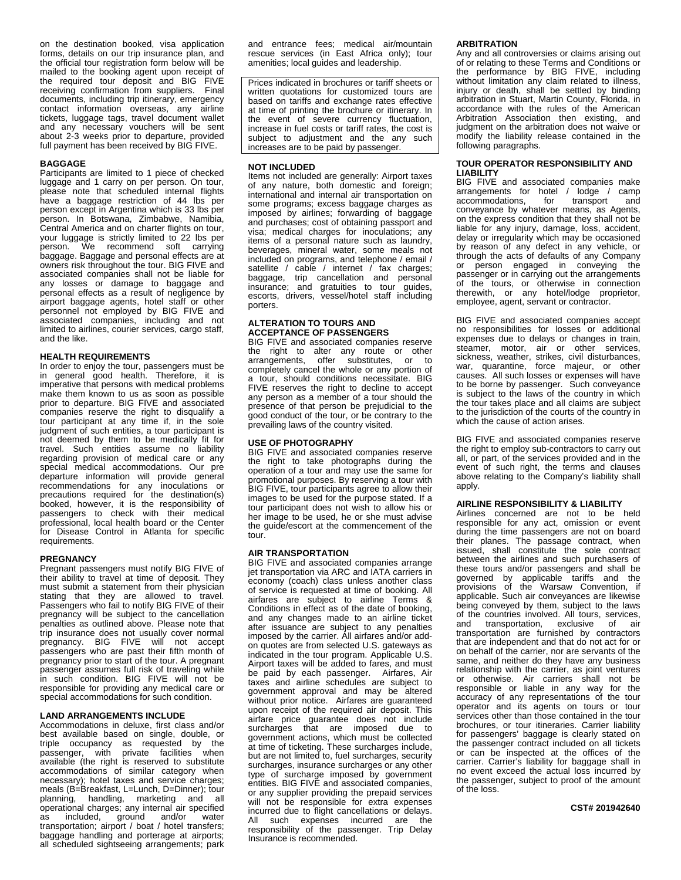on the destination booked, visa application forms, details on our trip insurance plan, and the official tour registration form below will be mailed to the booking agent upon receipt of the required tour deposit and BIG FIVE receiving confirmation from suppliers. Final documents, including trip itinerary, emergency contact information overseas, any airline tickets, luggage tags, travel document wallet and any necessary vouchers will be sent about 2-3 weeks prior to departure, provided full payment has been received by BIG FIVE.

**BAGGAGE**

Participants are limited to 1 piece of checked luggage and 1 carry on per person. On tour, please note that scheduled internal flights have a baggage restriction of 44 lbs per person except in Argentina which is 33 lbs per person. In Botswana, Zimbabwe, Namibia, Central America and on charter flights on tour, your luggage is strictly limited to 22 lbs per person. We recommend soft carrying baggage. Baggage and personal effects are at owners risk throughout the tour. BIG FIVE and associated companies shall not be liable for any losses or damage to baggage and personal effects as a result of negligence by airport baggage agents, hotel staff or other personnel not employed by BIG FIVE and associated companies, including and not limited to airlines, courier services, cargo staff, and the like.

**HEALTH REQUIREMENTS**

In order to enjoy the tour, passengers must be in general good health. Therefore, it is imperative that persons with medical problems make them known to us as soon as possible prior to departure. BIG FIVE and associated companies reserve the right to disqualify a tour participant at any time if, in the sole judgment of such entities, a tour participant is not deemed by them to be medically fit for travel. Such entities assume no liability regarding provision of medical care or any special medical accommodations. Our pre departure information will provide general recommendations for any inoculations or precautions required for the destination(s) booked, however, it is the responsibility of passengers to check with their medical professional, local health board or the Center for Disease Control in Atlanta for specific requirements.

**PREGNANCY**

Pregnant passengers must notify BIG FIVE of their ability to travel at time of deposit. They must submit a statement from their physician stating that they are allowed to travel. Passengers who fail to notify BIG FIVE of their pregnancy will be subject to the cancellation penalties as outlined above. Please note that trip insurance does not usually cover normal pregnancy. BIG FIVE will not accept passengers who are past their fifth month of pregnancy prior to start of the tour. A pregnant passenger assumes full risk of traveling while in such condition. BIG FIVE will not be responsible for providing any medical care or special accommodations for such condition.

**LAND ARRANGEMENTS INCLUDE**

Accommodations in deluxe, first class and/or best available based on single, double, or triple occupancy as requested by the passenger, with private facilities when available (the right is reserved to substitute accommodations of similar category when necessary); hotel taxes and service charges; meals (B=Breakfast, L=Lunch, D=Dinner); tour planning, handling, marketing and all operational charges; any internal air specified as included, ground and/or water transportation; airport / boat / hotel transfers; baggage handling and porterage at airports; all scheduled sightseeing arrangements; park and entrance fees; medical air/mountain rescue services (in East Africa only); tour amenities; local guides and leadership.

Prices indicated in brochures or tariff sheets or written quotations for customized tours are based on tariffs and exchange rates effective at time of printing the brochure or itinerary. In the event of severe currency fluctuation, increase in fuel costs or tariff rates, the cost is subject to adjustment and the any such increases are to be paid by passenger.

**NOT INCLUDED**

Items not included are generally: Airport taxes of any nature, both domestic and foreign; international and internal air transportation on some programs; excess baggage charges as imposed by airlines; forwarding of baggage and purchases; cost of obtaining passport and visa; medical charges for inoculations; any items of a personal nature such as laundry, beverages, mineral water, some meals not included on programs, and telephone / email / satellite / cable / internet / fax charges; baggage, trip cancellation and personal insurance; and gratuities to tour guides, escorts, drivers, vessel/hotel staff including porters.

**ALTERATION TO TOURS AND ACCEPTANCE OF PASSENGERS**

BIG FIVE and associated companies reserve the right to alter any route or other arrangements, offer substitutes, or to completely cancel the whole or any portion of a tour, should conditions necessitate. BIG FIVE reserves the right to decline to accept any person as a member of a tour should the presence of that person be prejudicial to the good conduct of the tour, or be contrary to the prevailing laws of the country visited.

**USE OF PHOTOGRAPHY**

BIG FIVE and associated companies reserve the right to take photographs during the operation of a tour and may use the same for promotional purposes. By reserving a tour with BIG FIVE, tour participants agree to allow their images to be used for the purpose stated. If a tour participant does not wish to allow his or her image to be used, he or she must advise the guide/escort at the commencement of the tour.

**AIR TRANSPORTATION**

BIG FIVE and associated companies arrange jet transportation via ARC and IATA carriers in economy (coach) class unless another class of service is requested at time of booking. All airfares are subject to airline Terms & Conditions in effect as of the date of booking, and any changes made to an airline ticket after issuance are subject to any penalties imposed by the carrier. All airfares and/or add-on quotes are from selected U.S. gateways as indicated in the tour program. Applicable U.S. Airport taxes will be added to fares, and must be paid by each passenger. Airfares, Air taxes and airline schedules are subject to government approval and may be altered without prior notice. Airfares are guaranteed upon receipt of the required air deposit. This airfare price guarantee does not include surcharges that are imposed due to government actions, which must be collected at time of ticketing. These surcharges include, but are not limited to, fuel surcharges, security surcharges, insurance surcharges or any other type of surcharge imposed by government entities. BIG FIVE and associated companies, or any supplier providing the prepaid services will not be responsible for extra expenses incurred due to flight cancellations or delays. All such expenses incurred are the responsibility of the passenger. Trip Delay Insurance is recommended.

**ARBITRATION**

Any and all controversies or claims arising out of or relating to these Terms and Conditions or the performance by BIG FIVE, including without limitation any claim related to illness, injury or death, shall be settled by binding arbitration in Stuart, Martin County, Florida, in accordance with the rules of the American Arbitration Association then existing, and judgment on the arbitration does not waive or modify the liability release contained in the following paragraphs.

**TOUR OPERATOR RESPONSIBILITY AND LIABILITY**

BIG FIVE and associated companies make arrangements for hotel / lodge / camp accommodations, for transport and conveyance by whatever means, as Agents, on the express condition that they shall not be liable for any injury, damage, loss, accident, delay or irregularity which may be occasioned by reason of any defect in any vehicle, or through the acts of defaults of any Company or person engaged in conveying the passenger or in carrying out the arrangements of the tours, or otherwise in connection therewith, or any hotel/lodge proprietor, employee, agent, servant or contractor.

BIG FIVE and associated companies accept no responsibilities for losses or additional expenses due to delays or changes in train, steamer, motor, air or other services, sickness, weather, strikes, civil disturbances, war, quarantine, force majeur, or other causes. All such losses or expenses will have to be borne by passenger. Such conveyance is subject to the laws of the country in which the tour takes place and all claims are subject to the jurisdiction of the courts of the country in which the cause of action arises.

BIG FIVE and associated companies reserve the right to employ sub-contractors to carry out all, or part, of the services provided and in the event of such right, the terms and clauses above relating to the Company's liability shall apply.

**AIRLINE RESPONSIBILITY & LIABILITY**

Airlines concerned are not to be held responsible for any act, omission or event during the time passengers are not on board their planes. The passage contract, when issued, shall constitute the sole contract between the airlines and such purchasers of these tours and/or passengers and shall be governed by applicable tariffs and the provisions of the Warsaw Convention, if applicable. Such air conveyances are likewise being conveyed by them, subject to the laws of the countries involved. All tours, services, and transportation, exclusive of air transportation are furnished by contractors that are independent and that do not act for or on behalf of the carrier, nor are servants of the same, and neither do they have any business relationship with the carrier, as joint ventures or otherwise. Air carriers shall not be responsible or liable in any way for the accuracy of any representations of the tour operator and its agents on tours or tour services other than those contained in the tour brochures, or tour itineraries. Carrier liability for passengers' baggage is clearly stated on the passenger contract included on all tickets or can be inspected at the offices of the carrier. Carrier's liability for baggage shall in no event exceed the actual loss incurred by the passenger, subject to proof of the amount of the loss.

**CST# 201942640**